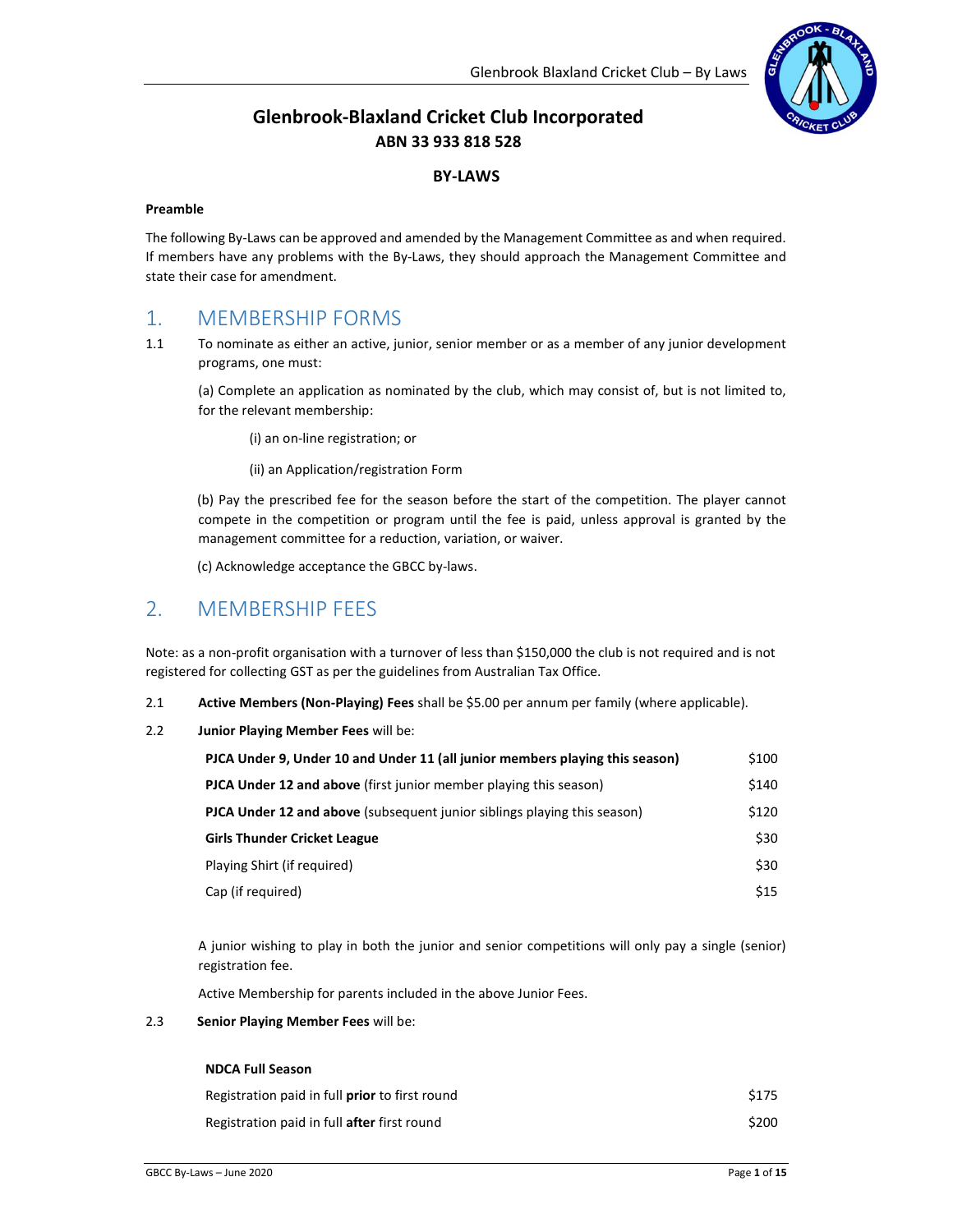# Glenbrook-Blaxland Cricket Club Incorporated

**ABN 33 933 818 528**

## BY-LAWS

**Preamble**

The following By-Laws can be approved and amended by the Management Committee as and when required. If members have any problems with the By-Laws, they should approach the Management Committee and state their case for amendment.

## 1. MEMBERSHIP FORMS

1.1 To nominate as either an active, junior, senior member or as a member of any junior development programs, one must:

(a) Complete an application as nominated by the club, which may consist of, but is not limited to, for the relevant membership:

(i) an on-line registration; or

(ii) an Application/registration Form

(b) Pay the prescribed fee for the season before the start of the competition. The player cannot compete in the competition or program until the fee is paid, unless approval is granted by the management committee for a reduction, variation, or waiver.

(c) Acknowledge acceptance the GBCC by-laws.

## 2. MEMBERSHIP FEES

Note: as a non-profit organisation with a turnover of less than $150,000 the club is not required and is not registered for collecting GST as per the guidelines from Australian Tax Office.

2.1 **Active Members (Non-Playing) Fees** shall be $5.00 per annum per family (where applicable).

2.2 **Junior Playing Member Fees** will be:

| | |
|---|---|
| **PJCA Under 9, Under 10 and Under 11 (all junior members playing this season)** | $100 |
| **PJCA Under 12 and above** (first junior member playing this season) | $140 |
| **PJCA Under 12 and above** (subsequent junior siblings playing this season) | $120 |
| **Girls Thunder Cricket League** | $30 |
| Playing Shirt (if required) | $30 |
| Cap (if required) | $15 |

A junior wishing to play in both the junior and senior competitions will only pay a single (senior) registration fee.

Active Membership for parents included in the above Junior Fees.

2.3 **Senior Playing Member Fees** will be:

| **NDCA Full Season** | |
|---|---|
| Registration paid in full **prior** to first round | $175 |
| Registration paid in full **after** first round | $200 |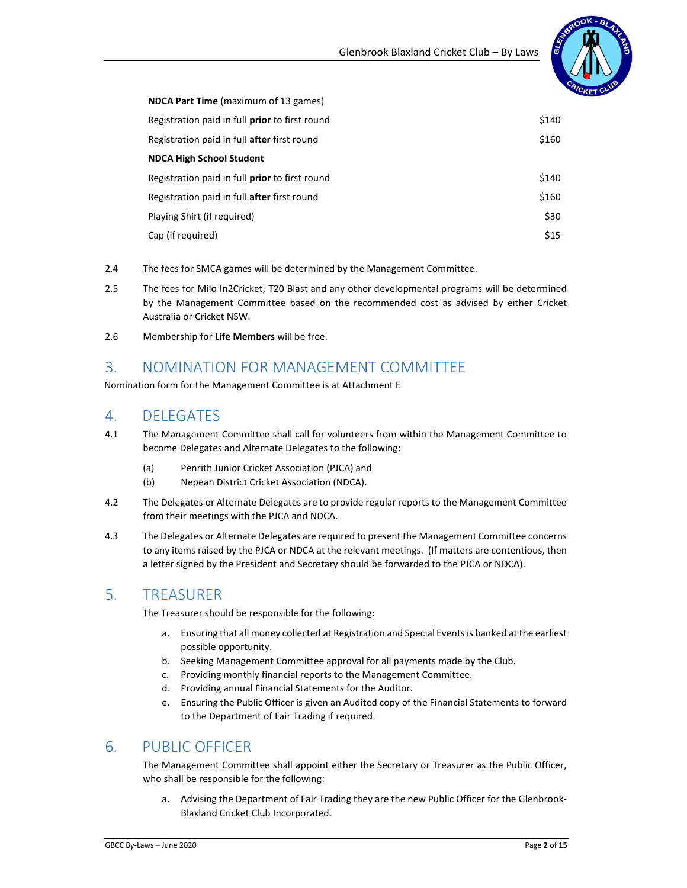| | |
|---|---|
| **NDCA Part Time** (maximum of 13 games) | |
| Registration paid in full **prior** to first round | $140 |
| Registration paid in full **after** first round | $160 |
| **NDCA High School Student** | |
| Registration paid in full **prior** to first round | $140 |
| Registration paid in full **after** first round | $160 |
| Playing Shirt (if required) | $30 |
| Cap (if required) | $15 |

2.4 The fees for SMCA games will be determined by the Management Committee.

2.5 The fees for Milo In2Cricket, T20 Blast and any other developmental programs will be determined by the Management Committee based on the recommended cost as advised by either Cricket Australia or Cricket NSW.

2.6 Membership for **Life Members** will be free.

## 3. NOMINATION FOR MANAGEMENT COMMITTEE

Nomination form for the Management Committee is at Attachment E

## 4. DELEGATES

4.1 The Management Committee shall call for volunteers from within the Management Committee to become Delegates and Alternate Delegates to the following:

- (a) Penrith Junior Cricket Association (PJCA) and
- (b) Nepean District Cricket Association (NDCA).

4.2 The Delegates or Alternate Delegates are to provide regular reports to the Management Committee from their meetings with the PJCA and NDCA.

4.3 The Delegates or Alternate Delegates are required to present the Management Committee concerns to any items raised by the PJCA or NDCA at the relevant meetings. (If matters are contentious, then a letter signed by the President and Secretary should be forwarded to the PJCA or NDCA).

## 5. TREASURER

The Treasurer should be responsible for the following:

a. Ensuring that all money collected at Registration and Special Events is banked at the earliest possible opportunity.
b. Seeking Management Committee approval for all payments made by the Club.
c. Providing monthly financial reports to the Management Committee.
d. Providing annual Financial Statements for the Auditor.
e. Ensuring the Public Officer is given an Audited copy of the Financial Statements to forward to the Department of Fair Trading if required.

## 6. PUBLIC OFFICER

The Management Committee shall appoint either the Secretary or Treasurer as the Public Officer, who shall be responsible for the following:

a. Advising the Department of Fair Trading they are the new Public Officer for the Glenbrook-Blaxland Cricket Club Incorporated.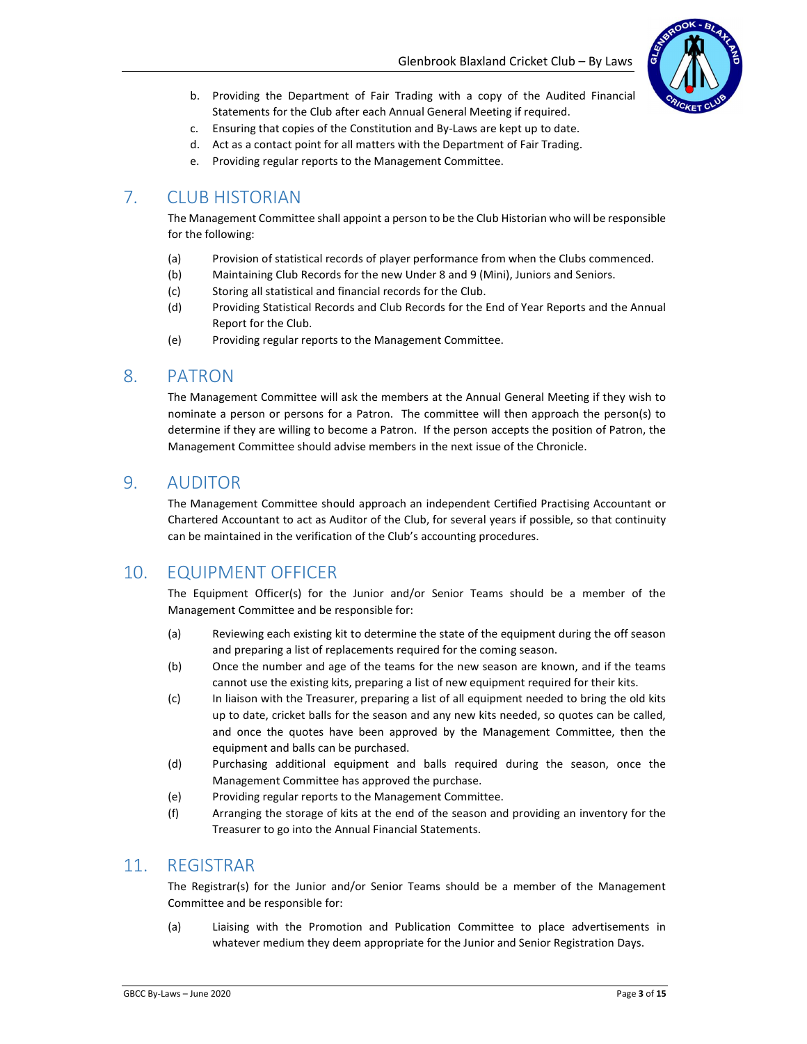b. Providing the Department of Fair Trading with a copy of the Audited Financial Statements for the Club after each Annual General Meeting if required.
c. Ensuring that copies of the Constitution and By-Laws are kept up to date.
d. Act as a contact point for all matters with the Department of Fair Trading.
e. Providing regular reports to the Management Committee.

## 7. CLUB HISTORIAN

The Management Committee shall appoint a person to be the Club Historian who will be responsible for the following:

(a) Provision of statistical records of player performance from when the Clubs commenced.
(b) Maintaining Club Records for the new Under 8 and 9 (Mini), Juniors and Seniors.
(c) Storing all statistical and financial records for the Club.
(d) Providing Statistical Records and Club Records for the End of Year Reports and the Annual Report for the Club.
(e) Providing regular reports to the Management Committee.

## 8. PATRON

The Management Committee will ask the members at the Annual General Meeting if they wish to nominate a person or persons for a Patron. The committee will then approach the person(s) to determine if they are willing to become a Patron. If the person accepts the position of Patron, the Management Committee should advise members in the next issue of the Chronicle.

## 9. AUDITOR

The Management Committee should approach an independent Certified Practising Accountant or Chartered Accountant to act as Auditor of the Club, for several years if possible, so that continuity can be maintained in the verification of the Club's accounting procedures.

## 10. EQUIPMENT OFFICER

The Equipment Officer(s) for the Junior and/or Senior Teams should be a member of the Management Committee and be responsible for:

(a) Reviewing each existing kit to determine the state of the equipment during the off season and preparing a list of replacements required for the coming season.
(b) Once the number and age of the teams for the new season are known, and if the teams cannot use the existing kits, preparing a list of new equipment required for their kits.
(c) In liaison with the Treasurer, preparing a list of all equipment needed to bring the old kits up to date, cricket balls for the season and any new kits needed, so quotes can be called, and once the quotes have been approved by the Management Committee, then the equipment and balls can be purchased.
(d) Purchasing additional equipment and balls required during the season, once the Management Committee has approved the purchase.
(e) Providing regular reports to the Management Committee.
(f) Arranging the storage of kits at the end of the season and providing an inventory for the Treasurer to go into the Annual Financial Statements.

## 11. REGISTRAR

The Registrar(s) for the Junior and/or Senior Teams should be a member of the Management Committee and be responsible for:

(a) Liaising with the Promotion and Publication Committee to place advertisements in whatever medium they deem appropriate for the Junior and Senior Registration Days.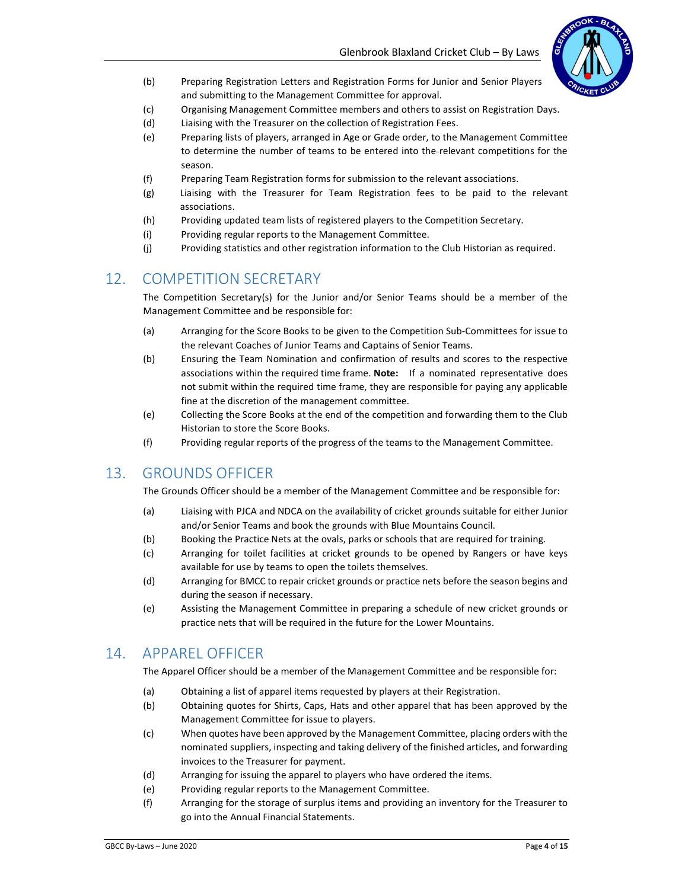(b) Preparing Registration Letters and Registration Forms for Junior and Senior Players and submitting to the Management Committee for approval.

(c) Organising Management Committee members and others to assist on Registration Days.

(d) Liaising with the Treasurer on the collection of Registration Fees.

(e) Preparing lists of players, arranged in Age or Grade order, to the Management Committee to determine the number of teams to be entered into the relevant competitions for the season.

(f) Preparing Team Registration forms for submission to the relevant associations.

(g) Liaising with the Treasurer for Team Registration fees to be paid to the relevant associations.

(h) Providing updated team lists of registered players to the Competition Secretary.

(i) Providing regular reports to the Management Committee.

(j) Providing statistics and other registration information to the Club Historian as required.

## 12. COMPETITION SECRETARY

The Competition Secretary(s) for the Junior and/or Senior Teams should be a member of the Management Committee and be responsible for:

(a) Arranging for the Score Books to be given to the Competition Sub-Committees for issue to the relevant Coaches of Junior Teams and Captains of Senior Teams.

(b) Ensuring the Team Nomination and confirmation of results and scores to the respective associations within the required time frame. **Note:** If a nominated representative does not submit within the required time frame, they are responsible for paying any applicable fine at the discretion of the management committee.

(e) Collecting the Score Books at the end of the competition and forwarding them to the Club Historian to store the Score Books.

(f) Providing regular reports of the progress of the teams to the Management Committee.

## 13. GROUNDS OFFICER

The Grounds Officer should be a member of the Management Committee and be responsible for:

(a) Liaising with PJCA and NDCA on the availability of cricket grounds suitable for either Junior and/or Senior Teams and book the grounds with Blue Mountains Council.

(b) Booking the Practice Nets at the ovals, parks or schools that are required for training.

(c) Arranging for toilet facilities at cricket grounds to be opened by Rangers or have keys available for use by teams to open the toilets themselves.

(d) Arranging for BMCC to repair cricket grounds or practice nets before the season begins and during the season if necessary.

(e) Assisting the Management Committee in preparing a schedule of new cricket grounds or practice nets that will be required in the future for the Lower Mountains.

## 14. APPAREL OFFICER

The Apparel Officer should be a member of the Management Committee and be responsible for:

(a) Obtaining a list of apparel items requested by players at their Registration.

(b) Obtaining quotes for Shirts, Caps, Hats and other apparel that has been approved by the Management Committee for issue to players.

(c) When quotes have been approved by the Management Committee, placing orders with the nominated suppliers, inspecting and taking delivery of the finished articles, and forwarding invoices to the Treasurer for payment.

(d) Arranging for issuing the apparel to players who have ordered the items.

(e) Providing regular reports to the Management Committee.

(f) Arranging for the storage of surplus items and providing an inventory for the Treasurer to go into the Annual Financial Statements.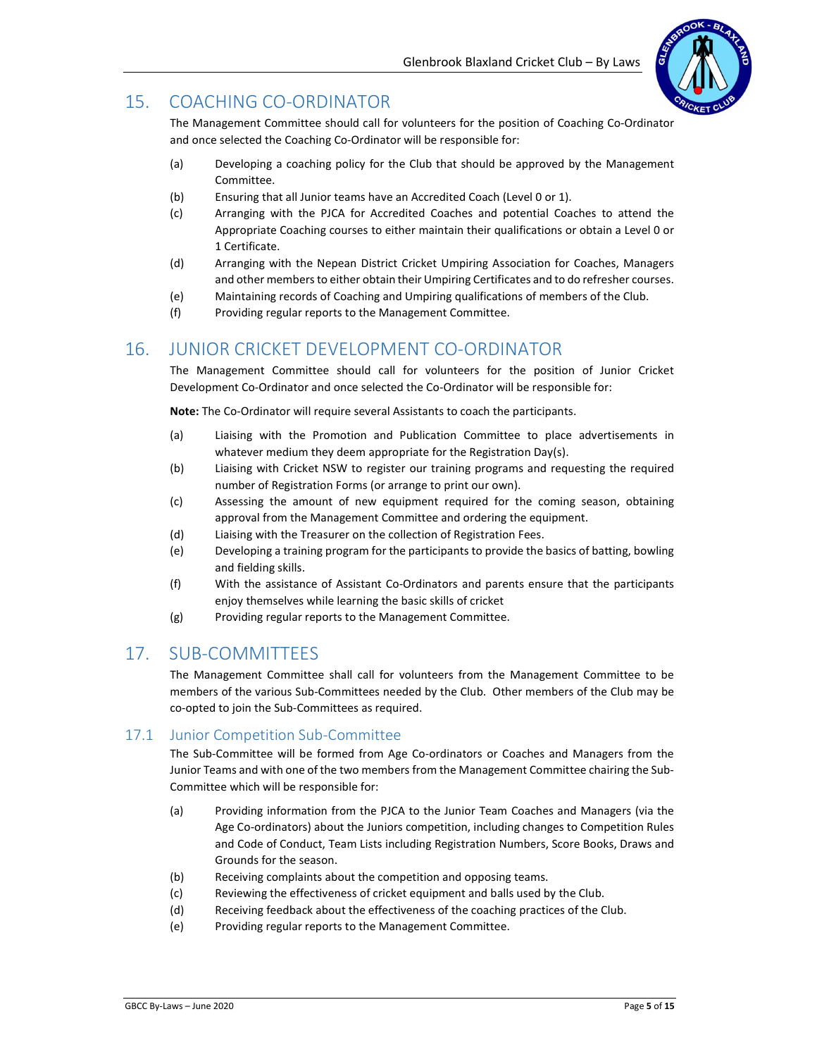## 15. COACHING CO-ORDINATOR

The Management Committee should call for volunteers for the position of Coaching Co-Ordinator and once selected the Coaching Co-Ordinator will be responsible for:

- (a) Developing a coaching policy for the Club that should be approved by the Management Committee.
- (b) Ensuring that all Junior teams have an Accredited Coach (Level 0 or 1).
- (c) Arranging with the PJCA for Accredited Coaches and potential Coaches to attend the Appropriate Coaching courses to either maintain their qualifications or obtain a Level 0 or 1 Certificate.
- (d) Arranging with the Nepean District Cricket Umpiring Association for Coaches, Managers and other members to either obtain their Umpiring Certificates and to do refresher courses.
- (e) Maintaining records of Coaching and Umpiring qualifications of members of the Club.
- (f) Providing regular reports to the Management Committee.

## 16. JUNIOR CRICKET DEVELOPMENT CO-ORDINATOR

The Management Committee should call for volunteers for the position of Junior Cricket Development Co-Ordinator and once selected the Co-Ordinator will be responsible for:

**Note:** The Co-Ordinator will require several Assistants to coach the participants.

- (a) Liaising with the Promotion and Publication Committee to place advertisements in whatever medium they deem appropriate for the Registration Day(s).
- (b) Liaising with Cricket NSW to register our training programs and requesting the required number of Registration Forms (or arrange to print our own).
- (c) Assessing the amount of new equipment required for the coming season, obtaining approval from the Management Committee and ordering the equipment.
- (d) Liaising with the Treasurer on the collection of Registration Fees.
- (e) Developing a training program for the participants to provide the basics of batting, bowling and fielding skills.
- (f) With the assistance of Assistant Co-Ordinators and parents ensure that the participants enjoy themselves while learning the basic skills of cricket
- (g) Providing regular reports to the Management Committee.

## 17. SUB-COMMITTEES

The Management Committee shall call for volunteers from the Management Committee to be members of the various Sub-Committees needed by the Club. Other members of the Club may be co-opted to join the Sub-Committees as required.

### 17.1 Junior Competition Sub-Committee

The Sub-Committee will be formed from Age Co-ordinators or Coaches and Managers from the Junior Teams and with one of the two members from the Management Committee chairing the Sub-Committee which will be responsible for:

- (a) Providing information from the PJCA to the Junior Team Coaches and Managers (via the Age Co-ordinators) about the Juniors competition, including changes to Competition Rules and Code of Conduct, Team Lists including Registration Numbers, Score Books, Draws and Grounds for the season.
- (b) Receiving complaints about the competition and opposing teams.
- (c) Reviewing the effectiveness of cricket equipment and balls used by the Club.
- (d) Receiving feedback about the effectiveness of the coaching practices of the Club.
- (e) Providing regular reports to the Management Committee.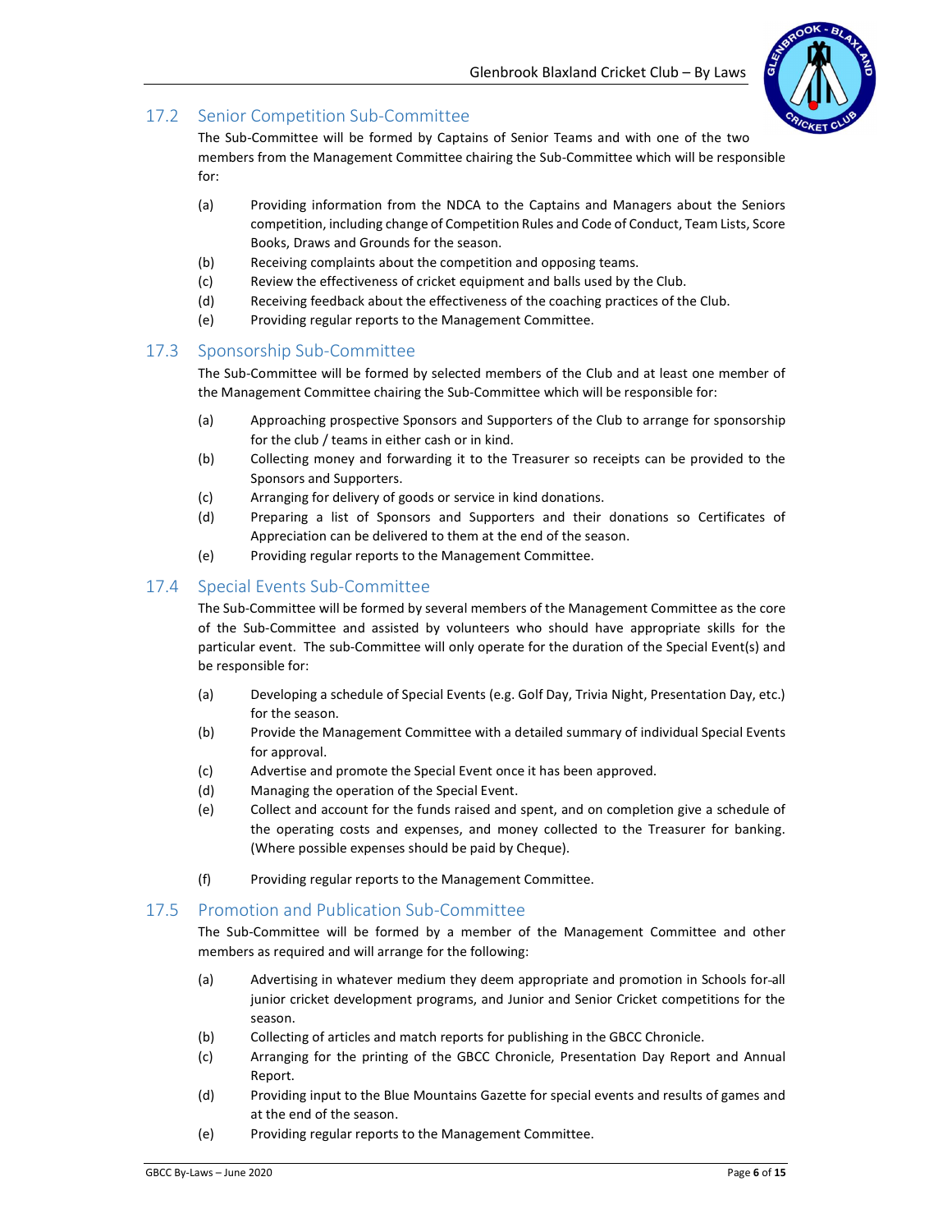## 17.2 Senior Competition Sub-Committee

The Sub-Committee will be formed by Captains of Senior Teams and with one of the two members from the Management Committee chairing the Sub-Committee which will be responsible for:

(a) Providing information from the NDCA to the Captains and Managers about the Seniors competition, including change of Competition Rules and Code of Conduct, Team Lists, Score Books, Draws and Grounds for the season.

(b) Receiving complaints about the competition and opposing teams.

(c) Review the effectiveness of cricket equipment and balls used by the Club.

(d) Receiving feedback about the effectiveness of the coaching practices of the Club.

(e) Providing regular reports to the Management Committee.

## 17.3 Sponsorship Sub-Committee

The Sub-Committee will be formed by selected members of the Club and at least one member of the Management Committee chairing the Sub-Committee which will be responsible for:

(a) Approaching prospective Sponsors and Supporters of the Club to arrange for sponsorship for the club / teams in either cash or in kind.

(b) Collecting money and forwarding it to the Treasurer so receipts can be provided to the Sponsors and Supporters.

(c) Arranging for delivery of goods or service in kind donations.

(d) Preparing a list of Sponsors and Supporters and their donations so Certificates of Appreciation can be delivered to them at the end of the season.

(e) Providing regular reports to the Management Committee.

## 17.4 Special Events Sub-Committee

The Sub-Committee will be formed by several members of the Management Committee as the core of the Sub-Committee and assisted by volunteers who should have appropriate skills for the particular event. The sub-Committee will only operate for the duration of the Special Event(s) and be responsible for:

(a) Developing a schedule of Special Events (e.g. Golf Day, Trivia Night, Presentation Day, etc.) for the season.

(b) Provide the Management Committee with a detailed summary of individual Special Events for approval.

(c) Advertise and promote the Special Event once it has been approved.

(d) Managing the operation of the Special Event.

(e) Collect and account for the funds raised and spent, and on completion give a schedule of the operating costs and expenses, and money collected to the Treasurer for banking. (Where possible expenses should be paid by Cheque).

(f) Providing regular reports to the Management Committee.

## 17.5 Promotion and Publication Sub-Committee

The Sub-Committee will be formed by a member of the Management Committee and other members as required and will arrange for the following:

(a) Advertising in whatever medium they deem appropriate and promotion in Schools for all junior cricket development programs, and Junior and Senior Cricket competitions for the season.

(b) Collecting of articles and match reports for publishing in the GBCC Chronicle.

(c) Arranging for the printing of the GBCC Chronicle, Presentation Day Report and Annual Report.

(d) Providing input to the Blue Mountains Gazette for special events and results of games and at the end of the season.

(e) Providing regular reports to the Management Committee.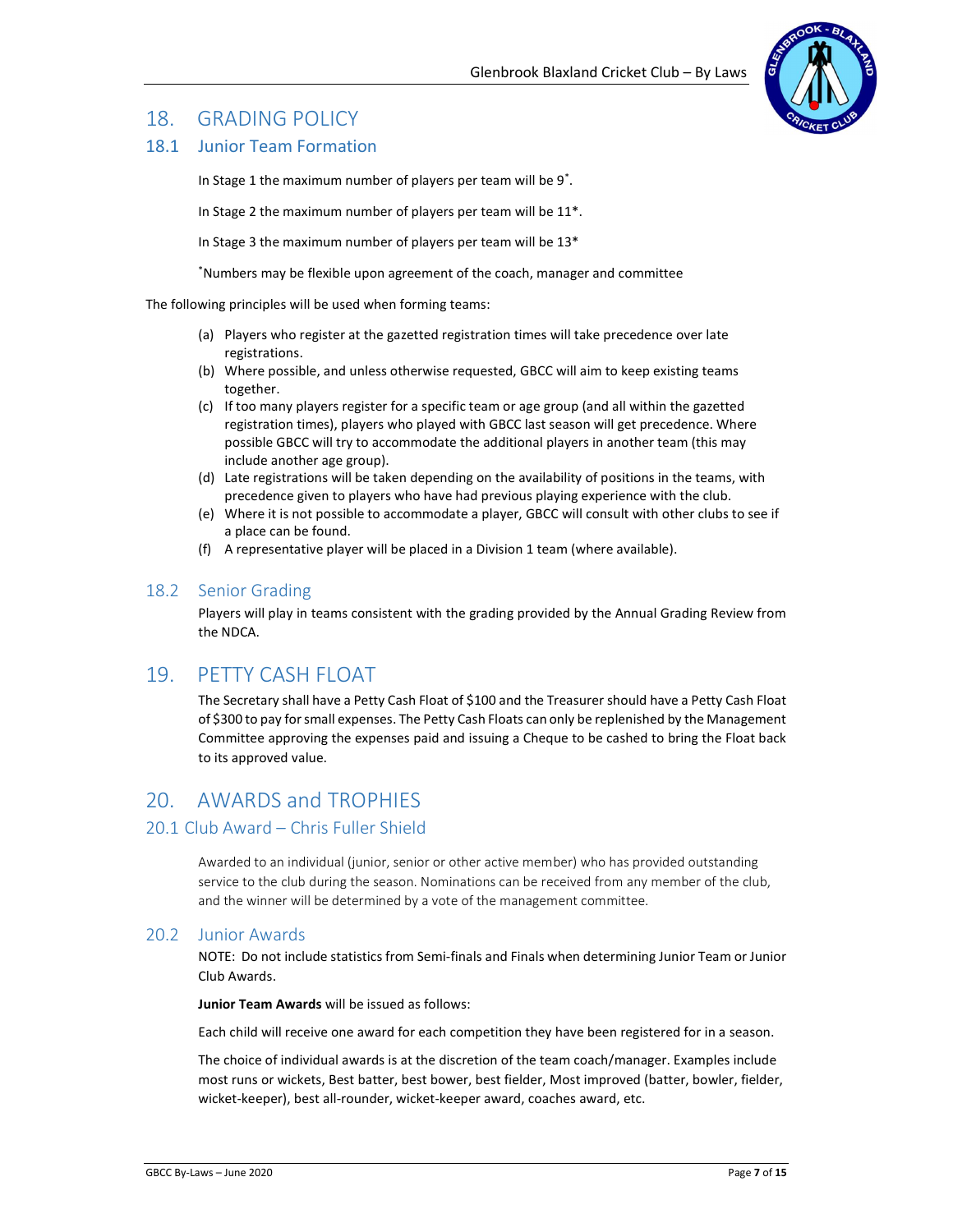# 18. GRADING POLICY

## 18.1 Junior Team Formation

In Stage 1 the maximum number of players per team will be 9*.

In Stage 2 the maximum number of players per team will be 11*.

In Stage 3 the maximum number of players per team will be 13*

*Numbers may be flexible upon agreement of the coach, manager and committee

The following principles will be used when forming teams:

(a) Players who register at the gazetted registration times will take precedence over late registrations.
(b) Where possible, and unless otherwise requested, GBCC will aim to keep existing teams together.
(c) If too many players register for a specific team or age group (and all within the gazetted registration times), players who played with GBCC last season will get precedence. Where possible GBCC will try to accommodate the additional players in another team (this may include another age group).
(d) Late registrations will be taken depending on the availability of positions in the teams, with precedence given to players who have had previous playing experience with the club.
(e) Where it is not possible to accommodate a player, GBCC will consult with other clubs to see if a place can be found.
(f) A representative player will be placed in a Division 1 team (where available).

## 18.2 Senior Grading

Players will play in teams consistent with the grading provided by the Annual Grading Review from the NDCA.

# 19. PETTY CASH FLOAT

The Secretary shall have a Petty Cash Float of $100 and the Treasurer should have a Petty Cash Float of $300 to pay for small expenses. The Petty Cash Floats can only be replenished by the Management Committee approving the expenses paid and issuing a Cheque to be cashed to bring the Float back to its approved value.

# 20. AWARDS and TROPHIES

## 20.1 Club Award – Chris Fuller Shield

Awarded to an individual (junior, senior or other active member) who has provided outstanding service to the club during the season. Nominations can be received from any member of the club, and the winner will be determined by a vote of the management committee.

## 20.2 Junior Awards

NOTE: Do not include statistics from Semi-finals and Finals when determining Junior Team or Junior Club Awards.

**Junior Team Awards** will be issued as follows:

Each child will receive one award for each competition they have been registered for in a season.

The choice of individual awards is at the discretion of the team coach/manager. Examples include most runs or wickets, Best batter, best bower, best fielder, Most improved (batter, bowler, fielder, wicket-keeper), best all-rounder, wicket-keeper award, coaches award, etc.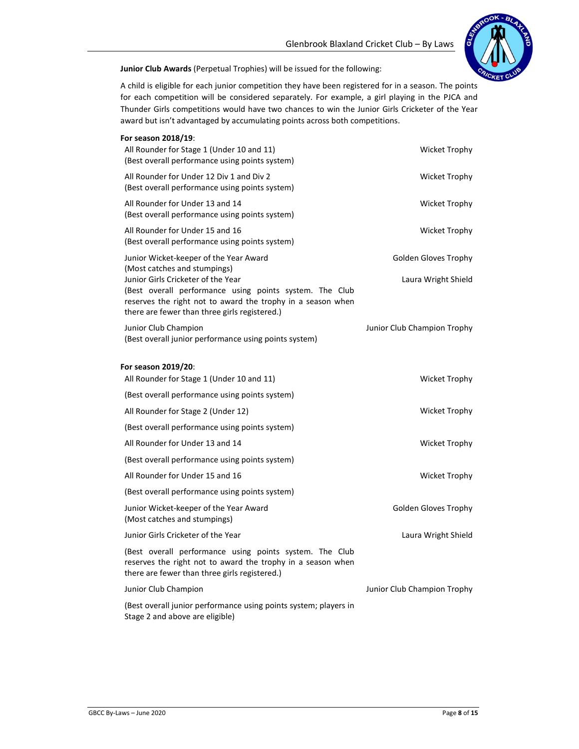**Junior Club Awards** (Perpetual Trophies) will be issued for the following:

A child is eligible for each junior competition they have been registered for in a season. The points for each competition will be considered separately. For example, a girl playing in the PJCA and Thunder Girls competitions would have two chances to win the Junior Girls Cricketer of the Year award but isn't advantaged by accumulating points across both competitions.

**For season 2018/19**:

| Award | Trophy |
|---|---|
| All Rounder for Stage 1 (Under 10 and 11) (Best overall performance using points system) | Wicket Trophy |
| All Rounder for Under 12 Div 1 and Div 2 (Best overall performance using points system) | Wicket Trophy |
| All Rounder for Under 13 and 14 (Best overall performance using points system) | Wicket Trophy |
| All Rounder for Under 15 and 16 (Best overall performance using points system) | Wicket Trophy |
| Junior Wicket-keeper of the Year Award (Most catches and stumpings) | Golden Gloves Trophy |
| Junior Girls Cricketer of the Year (Best overall performance using points system. The Club reserves the right not to award the trophy in a season when there are fewer than three girls registered.) | Laura Wright Shield |
| Junior Club Champion (Best overall junior performance using points system) | Junior Club Champion Trophy |

**For season 2019/20**:

| Award | Trophy |
|---|---|
| All Rounder for Stage 1 (Under 10 and 11) (Best overall performance using points system) | Wicket Trophy |
| All Rounder for Stage 2 (Under 12) (Best overall performance using points system) | Wicket Trophy |
| All Rounder for Under 13 and 14 (Best overall performance using points system) | Wicket Trophy |
| All Rounder for Under 15 and 16 (Best overall performance using points system) | Wicket Trophy |
| Junior Wicket-keeper of the Year Award (Most catches and stumpings) | Golden Gloves Trophy |
| Junior Girls Cricketer of the Year (Best overall performance using points system. The Club reserves the right not to award the trophy in a season when there are fewer than three girls registered.) | Laura Wright Shield |
| Junior Club Champion (Best overall junior performance using points system; players in Stage 2 and above are eligible) | Junior Club Champion Trophy |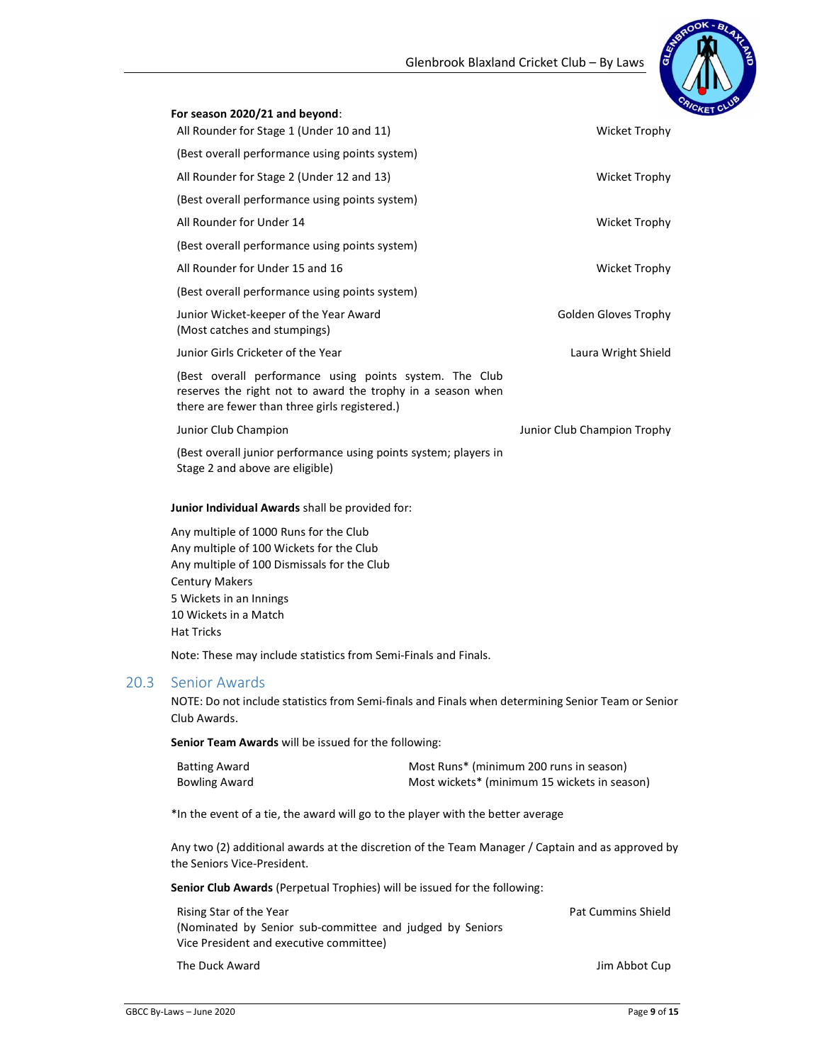**For season 2020/21 and beyond**:

| Award | Trophy |
|---|---|
| All Rounder for Stage 1 (Under 10 and 11) (Best overall performance using points system) | Wicket Trophy |
| All Rounder for Stage 2 (Under 12 and 13) (Best overall performance using points system) | Wicket Trophy |
| All Rounder for Under 14 (Best overall performance using points system) | Wicket Trophy |
| All Rounder for Under 15 and 16 (Best overall performance using points system) | Wicket Trophy |
| Junior Wicket-keeper of the Year Award (Most catches and stumpings) | Golden Gloves Trophy |
| Junior Girls Cricketer of the Year (Best overall performance using points system. The Club reserves the right not to award the trophy in a season when there are fewer than three girls registered.) | Laura Wright Shield |
| Junior Club Champion (Best overall junior performance using points system; players in Stage 2 and above are eligible) | Junior Club Champion Trophy |

**Junior Individual Awards** shall be provided for:

Any multiple of 1000 Runs for the Club
Any multiple of 100 Wickets for the Club
Any multiple of 100 Dismissals for the Club
Century Makers
5 Wickets in an Innings
10 Wickets in a Match
Hat Tricks

Note: These may include statistics from Semi-Finals and Finals.

## 20.3 Senior Awards

NOTE: Do not include statistics from Semi-finals and Finals when determining Senior Team or Senior Club Awards.

**Senior Team Awards** will be issued for the following:

| Award | Criteria |
|---|---|
| Batting Award | Most Runs* (minimum 200 runs in season) |
| Bowling Award | Most wickets* (minimum 15 wickets in season) |

*In the event of a tie, the award will go to the player with the better average

Any two (2) additional awards at the discretion of the Team Manager / Captain and as approved by the Seniors Vice-President.

**Senior Club Awards** (Perpetual Trophies) will be issued for the following:

| Award | Trophy |
|---|---|
| Rising Star of the Year (Nominated by Senior sub-committee and judged by Seniors Vice President and executive committee) | Pat Cummins Shield |
| The Duck Award | Jim Abbot Cup |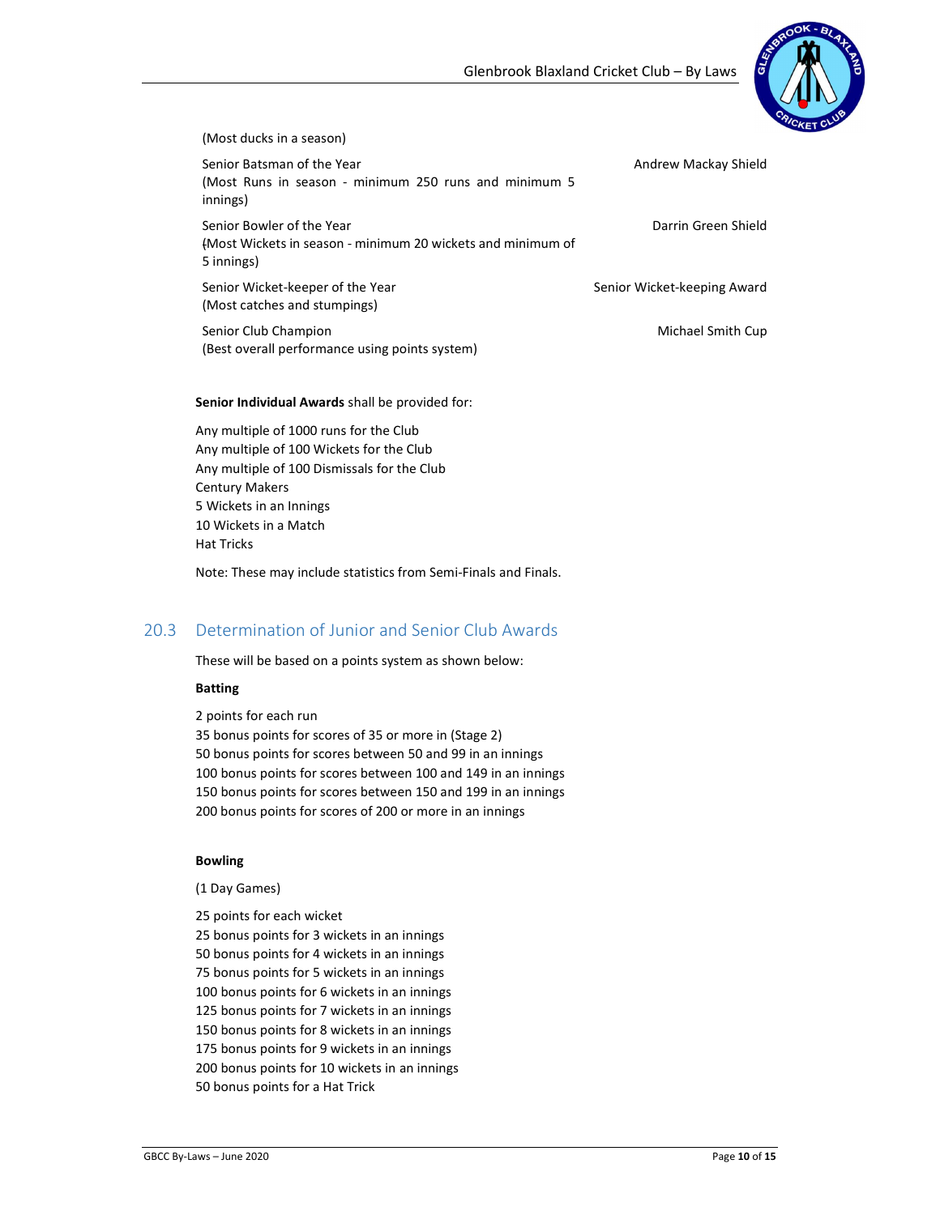(Most ducks in a season)

| Award | Trophy |
| --- | --- |
| Senior Batsman of the Year (Most Runs in season - minimum 250 runs and minimum 5 innings) | Andrew Mackay Shield |
| Senior Bowler of the Year (Most Wickets in season - minimum 20 wickets and minimum of 5 innings) | Darrin Green Shield |
| Senior Wicket-keeper of the Year (Most catches and stumpings) | Senior Wicket-keeping Award |
| Senior Club Champion (Best overall performance using points system) | Michael Smith Cup |

**Senior Individual Awards** shall be provided for:

Any multiple of 1000 runs for the Club
Any multiple of 100 Wickets for the Club
Any multiple of 100 Dismissals for the Club
Century Makers
5 Wickets in an Innings
10 Wickets in a Match
Hat Tricks

Note: These may include statistics from Semi-Finals and Finals.

## 20.3 Determination of Junior and Senior Club Awards

These will be based on a points system as shown below:

**Batting**

2 points for each run
35 bonus points for scores of 35 or more in (Stage 2)
50 bonus points for scores between 50 and 99 in an innings
100 bonus points for scores between 100 and 149 in an innings
150 bonus points for scores between 150 and 199 in an innings
200 bonus points for scores of 200 or more in an innings

**Bowling**

(1 Day Games)

25 points for each wicket
25 bonus points for 3 wickets in an innings
50 bonus points for 4 wickets in an innings
75 bonus points for 5 wickets in an innings
100 bonus points for 6 wickets in an innings
125 bonus points for 7 wickets in an innings
150 bonus points for 8 wickets in an innings
175 bonus points for 9 wickets in an innings
200 bonus points for 10 wickets in an innings
50 bonus points for a Hat Trick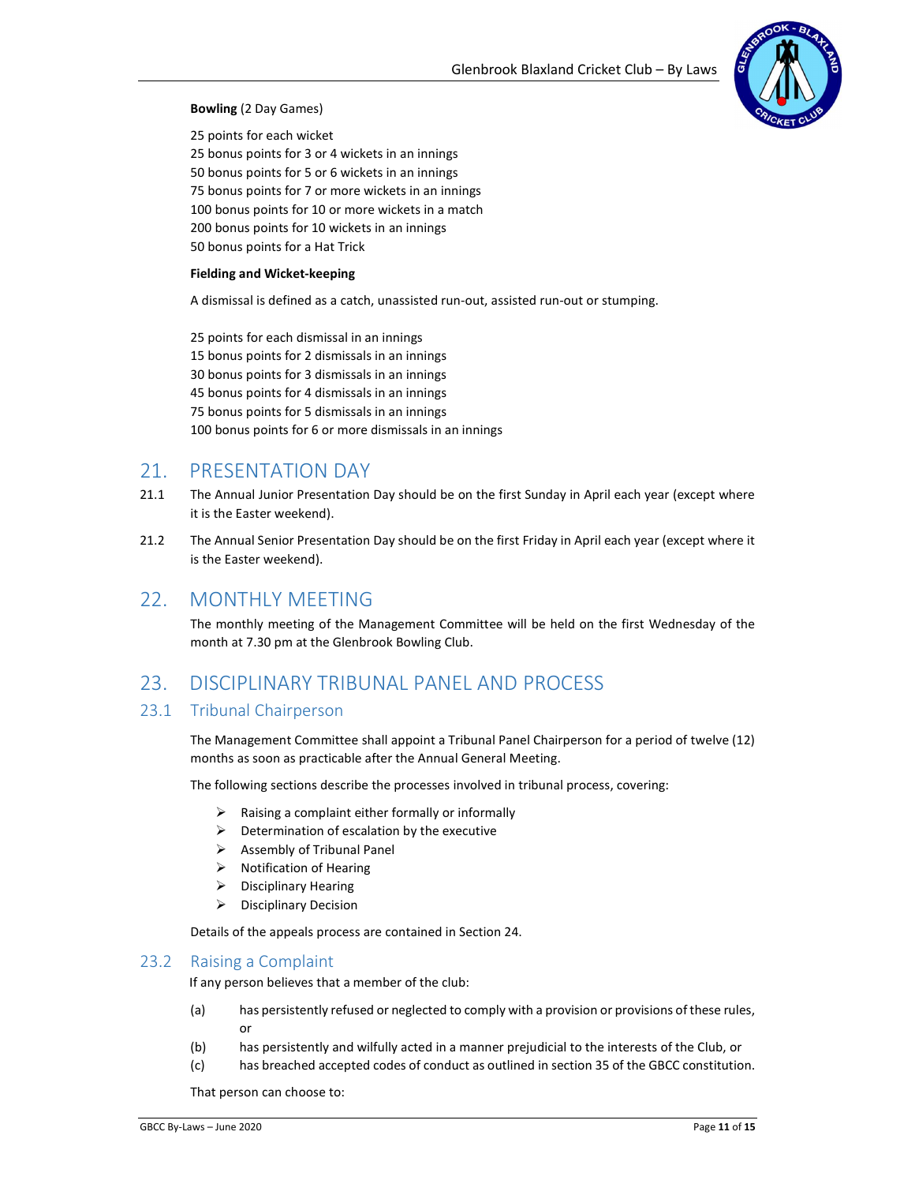**Bowling** (2 Day Games)

25 points for each wicket
25 bonus points for 3 or 4 wickets in an innings
50 bonus points for 5 or 6 wickets in an innings
75 bonus points for 7 or more wickets in an innings
100 bonus points for 10 or more wickets in a match
200 bonus points for 10 wickets in an innings
50 bonus points for a Hat Trick

**Fielding and Wicket-keeping**

A dismissal is defined as a catch, unassisted run-out, assisted run-out or stumping.

25 points for each dismissal in an innings
15 bonus points for 2 dismissals in an innings
30 bonus points for 3 dismissals in an innings
45 bonus points for 4 dismissals in an innings
75 bonus points for 5 dismissals in an innings
100 bonus points for 6 or more dismissals in an innings

# 21. PRESENTATION DAY

21.1 The Annual Junior Presentation Day should be on the first Sunday in April each year (except where it is the Easter weekend).

21.2 The Annual Senior Presentation Day should be on the first Friday in April each year (except where it is the Easter weekend).

# 22. MONTHLY MEETING

The monthly meeting of the Management Committee will be held on the first Wednesday of the month at 7.30 pm at the Glenbrook Bowling Club.

# 23. DISCIPLINARY TRIBUNAL PANEL AND PROCESS

## 23.1 Tribunal Chairperson

The Management Committee shall appoint a Tribunal Panel Chairperson for a period of twelve (12) months as soon as practicable after the Annual General Meeting.

The following sections describe the processes involved in tribunal process, covering:

- Raising a complaint either formally or informally
- Determination of escalation by the executive
- Assembly of Tribunal Panel
- Notification of Hearing
- Disciplinary Hearing
- Disciplinary Decision

Details of the appeals process are contained in Section 24.

## 23.2 Raising a Complaint

If any person believes that a member of the club:

(a) has persistently refused or neglected to comply with a provision or provisions of these rules, or

(b) has persistently and wilfully acted in a manner prejudicial to the interests of the Club, or

(c) has breached accepted codes of conduct as outlined in section 35 of the GBCC constitution.

That person can choose to: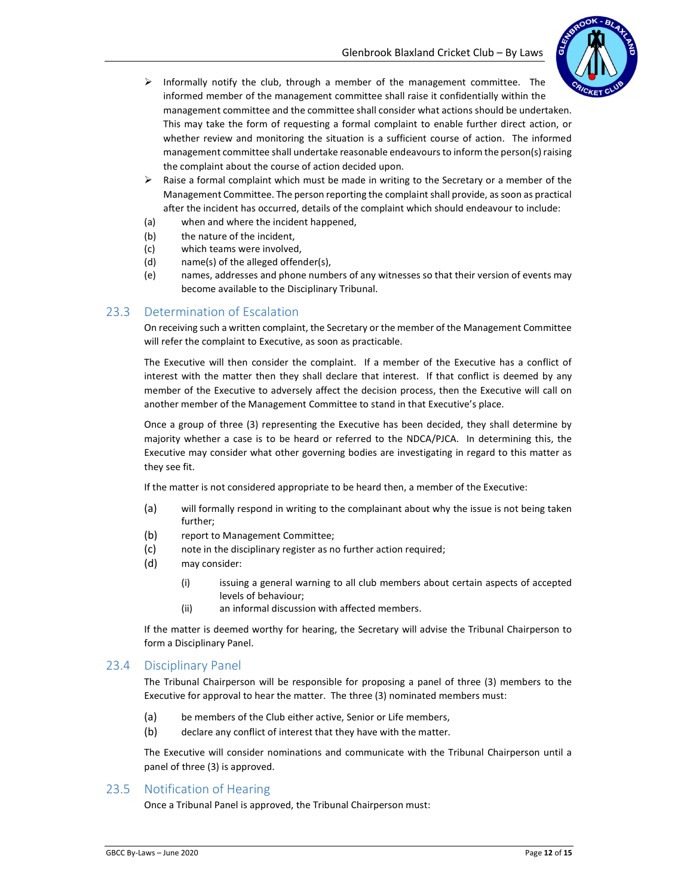- Informally notify the club, through a member of the management committee. The informed member of the management committee shall raise it confidentially within the management committee and the committee shall consider what actions should be undertaken. This may take the form of requesting a formal complaint to enable further direct action, or whether review and monitoring the situation is a sufficient course of action. The informed management committee shall undertake reasonable endeavours to inform the person(s) raising the complaint about the course of action decided upon.
- Raise a formal complaint which must be made in writing to the Secretary or a member of the Management Committee. The person reporting the complaint shall provide, as soon as practical after the incident has occurred, details of the complaint which should endeavour to include:

(a) when and where the incident happened,
(b) the nature of the incident,
(c) which teams were involved,
(d) name(s) of the alleged offender(s),
(e) names, addresses and phone numbers of any witnesses so that their version of events may become available to the Disciplinary Tribunal.

## 23.3 Determination of Escalation

On receiving such a written complaint, the Secretary or the member of the Management Committee will refer the complaint to Executive, as soon as practicable.

The Executive will then consider the complaint. If a member of the Executive has a conflict of interest with the matter then they shall declare that interest. If that conflict is deemed by any member of the Executive to adversely affect the decision process, then the Executive will call on another member of the Management Committee to stand in that Executive's place.

Once a group of three (3) representing the Executive has been decided, they shall determine by majority whether a case is to be heard or referred to the NDCA/PJCA. In determining this, the Executive may consider what other governing bodies are investigating in regard to this matter as they see fit.

If the matter is not considered appropriate to be heard then, a member of the Executive:

(a) will formally respond in writing to the complainant about why the issue is not being taken further;
(b) report to Management Committee;
(c) note in the disciplinary register as no further action required;
(d) may consider:
    (i) issuing a general warning to all club members about certain aspects of accepted levels of behaviour;
    (ii) an informal discussion with affected members.

If the matter is deemed worthy for hearing, the Secretary will advise the Tribunal Chairperson to form a Disciplinary Panel.

## 23.4 Disciplinary Panel

The Tribunal Chairperson will be responsible for proposing a panel of three (3) members to the Executive for approval to hear the matter. The three (3) nominated members must:

(a) be members of the Club either active, Senior or Life members,
(b) declare any conflict of interest that they have with the matter.

The Executive will consider nominations and communicate with the Tribunal Chairperson until a panel of three (3) is approved.

## 23.5 Notification of Hearing

Once a Tribunal Panel is approved, the Tribunal Chairperson must: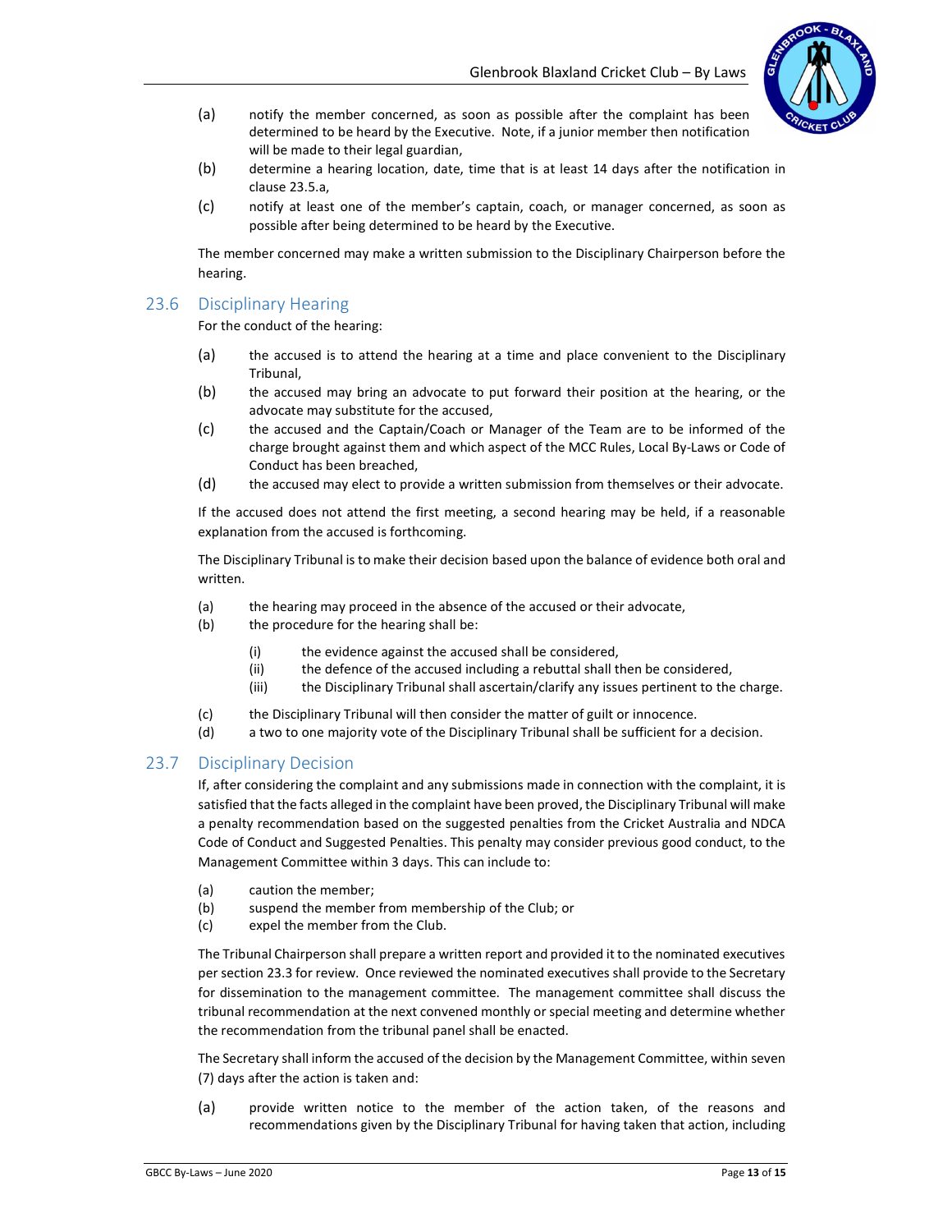(a) notify the member concerned, as soon as possible after the complaint has been determined to be heard by the Executive. Note, if a junior member then notification will be made to their legal guardian,

(b) determine a hearing location, date, time that is at least 14 days after the notification in clause 23.5.a,

(c) notify at least one of the member's captain, coach, or manager concerned, as soon as possible after being determined to be heard by the Executive.

The member concerned may make a written submission to the Disciplinary Chairperson before the hearing.

## 23.6 Disciplinary Hearing

For the conduct of the hearing:

(a) the accused is to attend the hearing at a time and place convenient to the Disciplinary Tribunal,

(b) the accused may bring an advocate to put forward their position at the hearing, or the advocate may substitute for the accused,

(c) the accused and the Captain/Coach or Manager of the Team are to be informed of the charge brought against them and which aspect of the MCC Rules, Local By-Laws or Code of Conduct has been breached,

(d) the accused may elect to provide a written submission from themselves or their advocate.

If the accused does not attend the first meeting, a second hearing may be held, if a reasonable explanation from the accused is forthcoming.

The Disciplinary Tribunal is to make their decision based upon the balance of evidence both oral and written.

(a) the hearing may proceed in the absence of the accused or their advocate,

(b) the procedure for the hearing shall be:

   (i) the evidence against the accused shall be considered,

   (ii) the defence of the accused including a rebuttal shall then be considered,

   (iii) the Disciplinary Tribunal shall ascertain/clarify any issues pertinent to the charge.

(c) the Disciplinary Tribunal will then consider the matter of guilt or innocence.

(d) a two to one majority vote of the Disciplinary Tribunal shall be sufficient for a decision.

## 23.7 Disciplinary Decision

If, after considering the complaint and any submissions made in connection with the complaint, it is satisfied that the facts alleged in the complaint have been proved, the Disciplinary Tribunal will make a penalty recommendation based on the suggested penalties from the Cricket Australia and NDCA Code of Conduct and Suggested Penalties. This penalty may consider previous good conduct, to the Management Committee within 3 days. This can include to:

(a) caution the member;

(b) suspend the member from membership of the Club; or

(c) expel the member from the Club.

The Tribunal Chairperson shall prepare a written report and provided it to the nominated executives per section 23.3 for review. Once reviewed the nominated executives shall provide to the Secretary for dissemination to the management committee. The management committee shall discuss the tribunal recommendation at the next convened monthly or special meeting and determine whether the recommendation from the tribunal panel shall be enacted.

The Secretary shall inform the accused of the decision by the Management Committee, within seven (7) days after the action is taken and:

(a) provide written notice to the member of the action taken, of the reasons and recommendations given by the Disciplinary Tribunal for having taken that action, including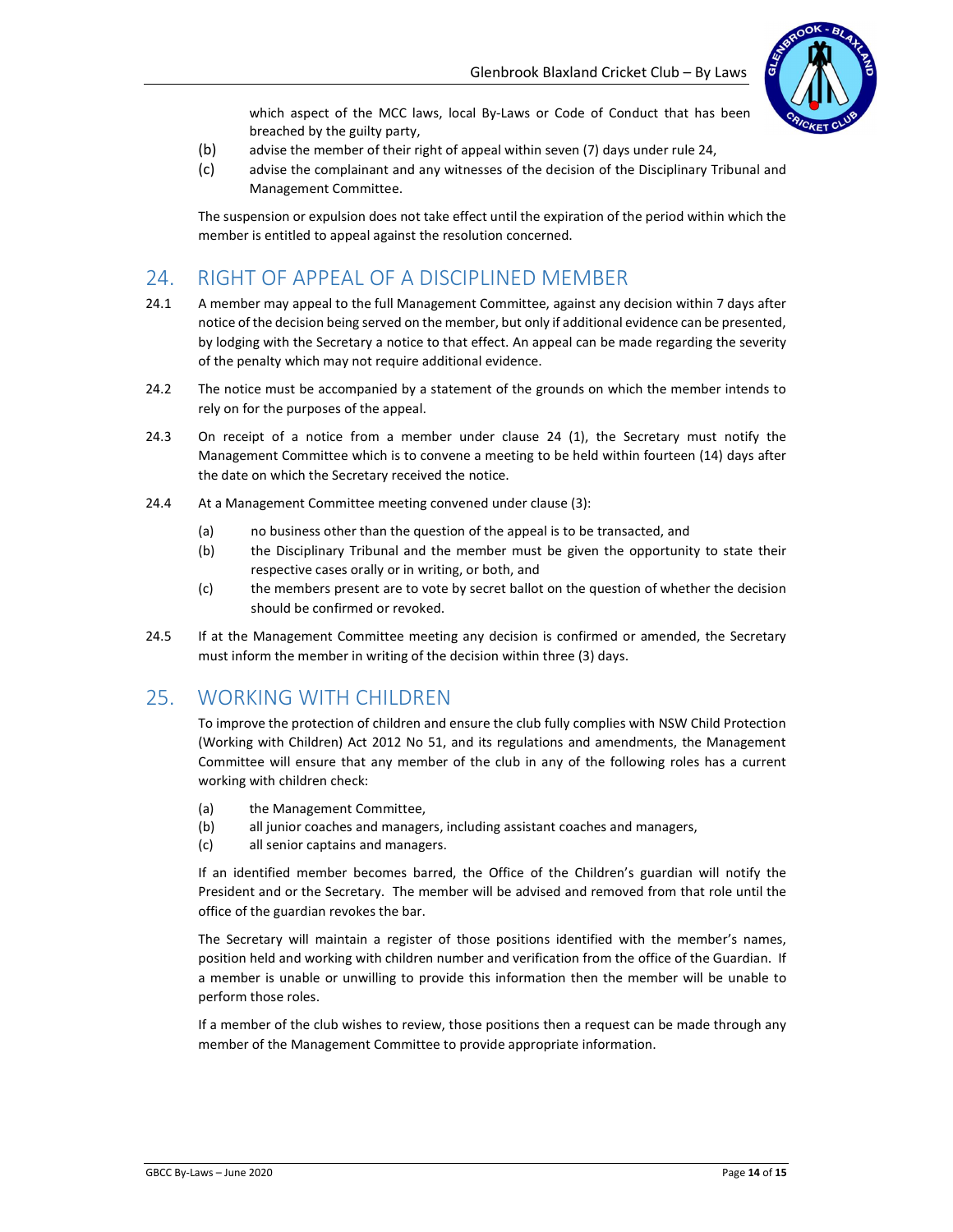which aspect of the MCC laws, local By-Laws or Code of Conduct that has been breached by the guilty party,

(b) advise the member of their right of appeal within seven (7) days under rule 24,

(c) advise the complainant and any witnesses of the decision of the Disciplinary Tribunal and Management Committee.

The suspension or expulsion does not take effect until the expiration of the period within which the member is entitled to appeal against the resolution concerned.

## 24. RIGHT OF APPEAL OF A DISCIPLINED MEMBER

24.1 A member may appeal to the full Management Committee, against any decision within 7 days after notice of the decision being served on the member, but only if additional evidence can be presented, by lodging with the Secretary a notice to that effect. An appeal can be made regarding the severity of the penalty which may not require additional evidence.

24.2 The notice must be accompanied by a statement of the grounds on which the member intends to rely on for the purposes of the appeal.

24.3 On receipt of a notice from a member under clause 24 (1), the Secretary must notify the Management Committee which is to convene a meeting to be held within fourteen (14) days after the date on which the Secretary received the notice.

24.4 At a Management Committee meeting convened under clause (3):

(a) no business other than the question of the appeal is to be transacted, and

(b) the Disciplinary Tribunal and the member must be given the opportunity to state their respective cases orally or in writing, or both, and

(c) the members present are to vote by secret ballot on the question of whether the decision should be confirmed or revoked.

24.5 If at the Management Committee meeting any decision is confirmed or amended, the Secretary must inform the member in writing of the decision within three (3) days.

## 25. WORKING WITH CHILDREN

To improve the protection of children and ensure the club fully complies with NSW Child Protection (Working with Children) Act 2012 No 51, and its regulations and amendments, the Management Committee will ensure that any member of the club in any of the following roles has a current working with children check:

(a) the Management Committee,

(b) all junior coaches and managers, including assistant coaches and managers,

(c) all senior captains and managers.

If an identified member becomes barred, the Office of the Children's guardian will notify the President and or the Secretary. The member will be advised and removed from that role until the office of the guardian revokes the bar.

The Secretary will maintain a register of those positions identified with the member's names, position held and working with children number and verification from the office of the Guardian. If a member is unable or unwilling to provide this information then the member will be unable to perform those roles.

If a member of the club wishes to review, those positions then a request can be made through any member of the Management Committee to provide appropriate information.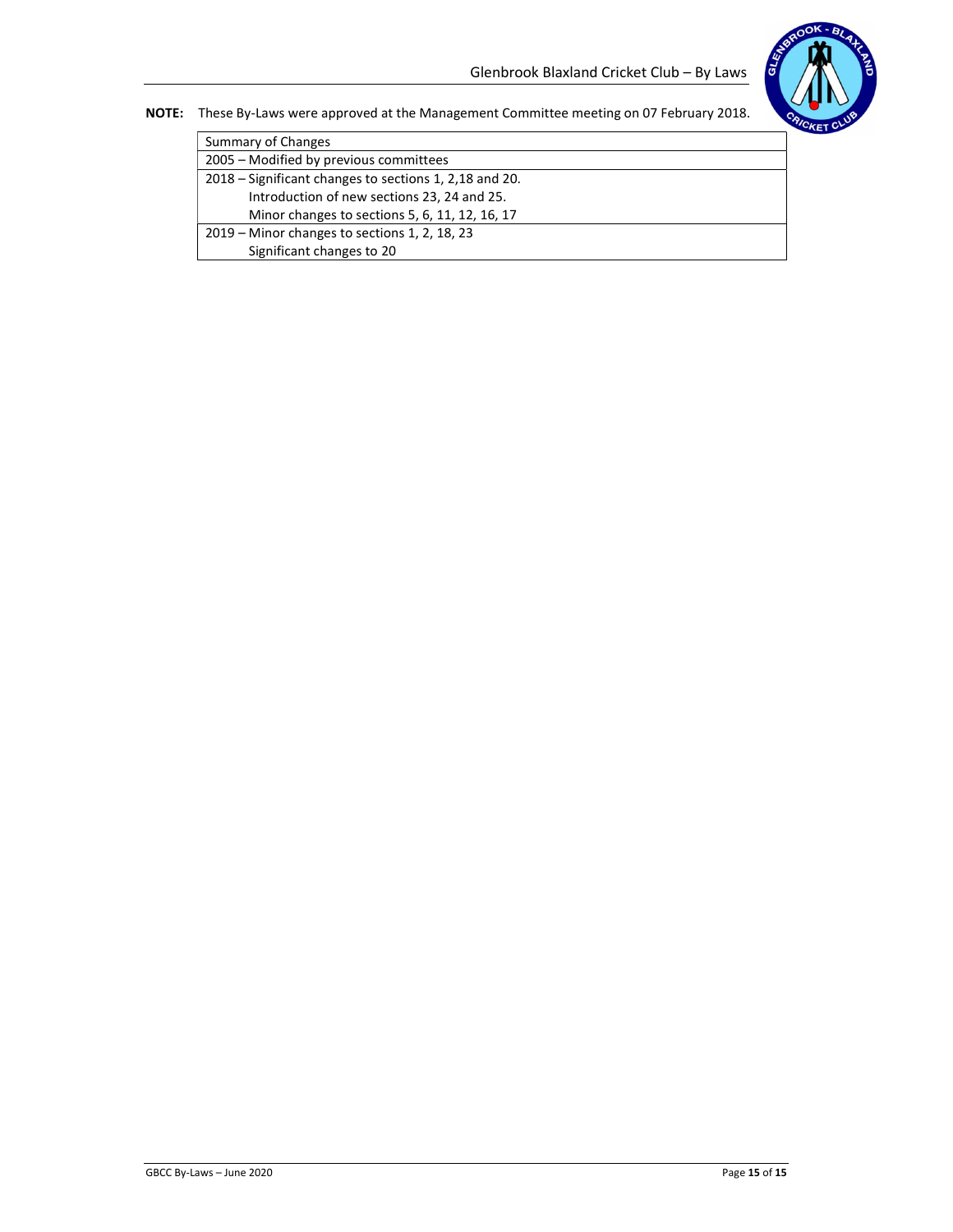**NOTE:** These By-Laws were approved at the Management Committee meeting on 07 February 2018.

| Summary of Changes |
| --- |
| 2005 – Modified by previous committees |
| 2018 – Significant changes to sections 1, 2,18 and 20.<br>Introduction of new sections 23, 24 and 25.<br>Minor changes to sections 5, 6, 11, 12, 16, 17 |
| 2019 – Minor changes to sections 1, 2, 18, 23<br>Significant changes to 20 |